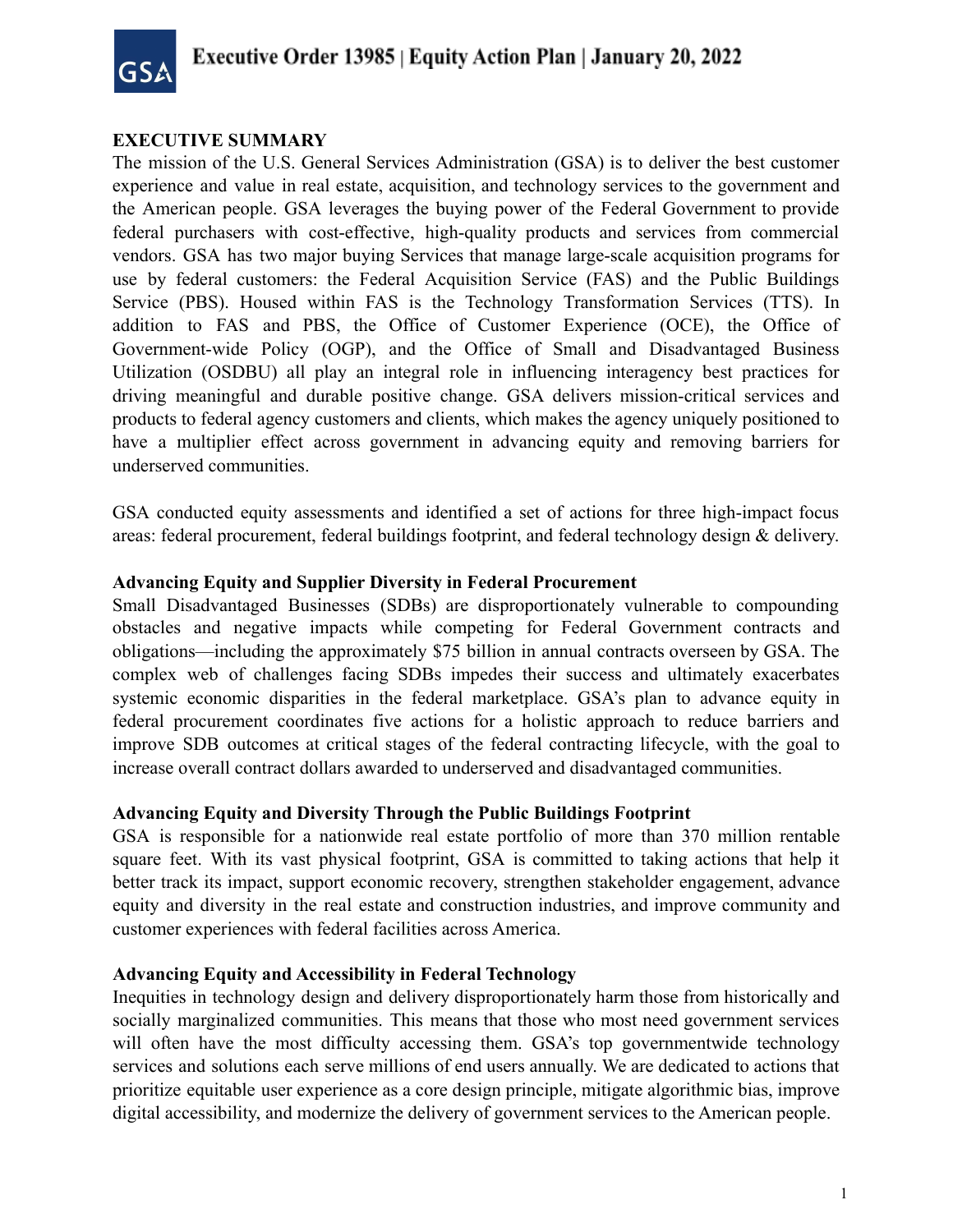# Executive Order 13985 | Equity Action Plan | January 20, 2022

## EXECUTIVE SUMMARY

The mission of the U.S. General Services Administration (GSA) is to deliver the best customer experience and value in real estate, acquisition, and technology services to the government and the American people. GSA leverages the buying power of the Federal Government to provide federal purchasers with cost-effective, high-quality products and services from commercial vendors. GSA has two major buying Services that manage large-scale acquisition programs for use by federal customers: the Federal Acquisition Service (FAS) and the Public Buildings Service (PBS). Housed within FAS is the Technology Transformation Services (TTS). In addition to FAS and PBS, the Office of Customer Experience (OCE), the Office of Government-wide Policy (OGP), and the Office of Small and Disadvantaged Business Utilization (OSDBU) all play an integral role in influencing interagency best practices for driving meaningful and durable positive change. GSA delivers mission-critical services and products to federal agency customers and clients, which makes the agency uniquely positioned to have a multiplier effect across government in advancing equity and removing barriers for underserved communities.

GSA conducted equity assessments and identified a set of actions for three high-impact focus areas: federal procurement, federal buildings footprint, and federal technology design & delivery.

### Advancing Equity and Supplier Diversity in Federal Procurement

Small Disadvantaged Businesses (SDBs) are disproportionately vulnerable to compounding obstacles and negative impacts while competing for Federal Government contracts and obligations—including the approximately $75 billion in annual contracts overseen by GSA. The complex web of challenges facing SDBs impedes their success and ultimately exacerbates systemic economic disparities in the federal marketplace. GSA's plan to advance equity in federal procurement coordinates five actions for a holistic approach to reduce barriers and improve SDB outcomes at critical stages of the federal contracting lifecycle, with the goal to increase overall contract dollars awarded to underserved and disadvantaged communities.

### Advancing Equity and Diversity Through the Public Buildings Footprint

GSA is responsible for a nationwide real estate portfolio of more than 370 million rentable square feet. With its vast physical footprint, GSA is committed to taking actions that help it better track its impact, support economic recovery, strengthen stakeholder engagement, advance equity and diversity in the real estate and construction industries, and improve community and customer experiences with federal facilities across America.

### Advancing Equity and Accessibility in Federal Technology

Inequities in technology design and delivery disproportionately harm those from historically and socially marginalized communities. This means that those who most need government services will often have the most difficulty accessing them. GSA's top governmentwide technology services and solutions each serve millions of end users annually. We are dedicated to actions that prioritize equitable user experience as a core design principle, mitigate algorithmic bias, improve digital accessibility, and modernize the delivery of government services to the American people.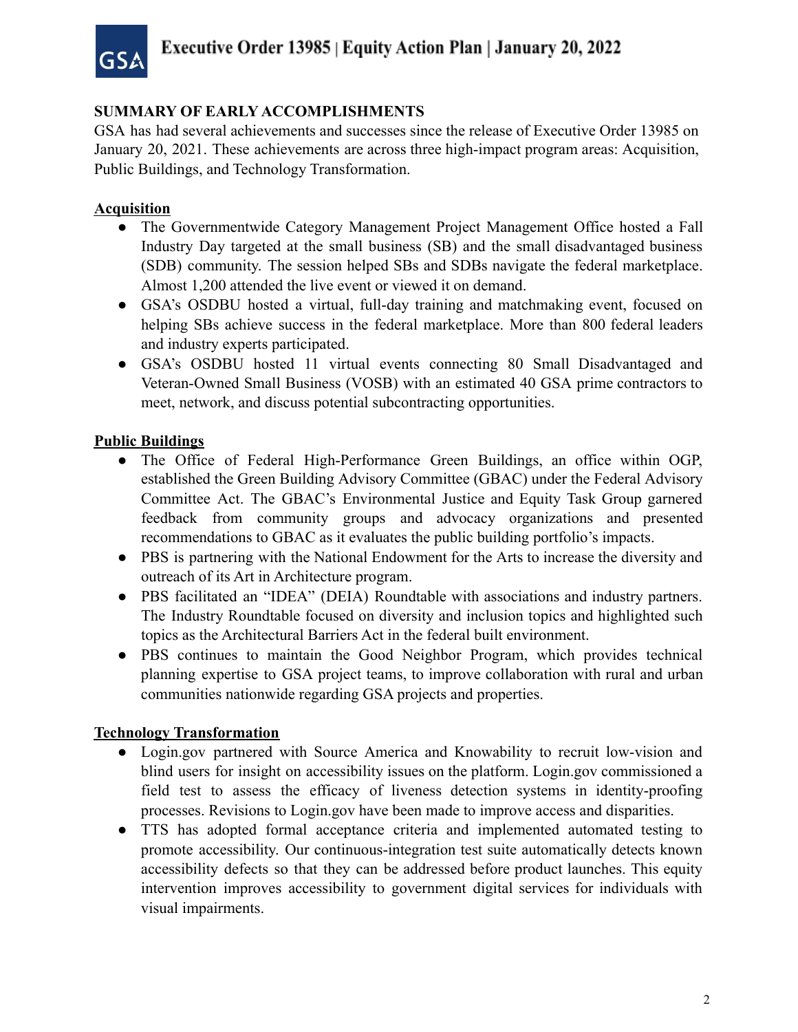## SUMMARY OF EARLY ACCOMPLISHMENTS

GSA has had several achievements and successes since the release of Executive Order 13985 on January 20, 2021. These achievements are across three high-impact program areas: Acquisition, Public Buildings, and Technology Transformation.

### Acquisition

- The Governmentwide Category Management Project Management Office hosted a Fall Industry Day targeted at the small business (SB) and the small disadvantaged business (SDB) community. The session helped SBs and SDBs navigate the federal marketplace. Almost 1,200 attended the live event or viewed it on demand.
- GSA's OSDBU hosted a virtual, full-day training and matchmaking event, focused on helping SBs achieve success in the federal marketplace. More than 800 federal leaders and industry experts participated.
- GSA's OSDBU hosted 11 virtual events connecting 80 Small Disadvantaged and Veteran-Owned Small Business (VOSB) with an estimated 40 GSA prime contractors to meet, network, and discuss potential subcontracting opportunities.

### Public Buildings

- The Office of Federal High-Performance Green Buildings, an office within OGP, established the Green Building Advisory Committee (GBAC) under the Federal Advisory Committee Act. The GBAC's Environmental Justice and Equity Task Group garnered feedback from community groups and advocacy organizations and presented recommendations to GBAC as it evaluates the public building portfolio's impacts.
- PBS is partnering with the National Endowment for the Arts to increase the diversity and outreach of its Art in Architecture program.
- PBS facilitated an "IDEA" (DEIA) Roundtable with associations and industry partners. The Industry Roundtable focused on diversity and inclusion topics and highlighted such topics as the Architectural Barriers Act in the federal built environment.
- PBS continues to maintain the Good Neighbor Program, which provides technical planning expertise to GSA project teams, to improve collaboration with rural and urban communities nationwide regarding GSA projects and properties.

### Technology Transformation

- Login.gov partnered with Source America and Knowability to recruit low-vision and blind users for insight on accessibility issues on the platform. Login.gov commissioned a field test to assess the efficacy of liveness detection systems in identity-proofing processes. Revisions to Login.gov have been made to improve access and disparities.
- TTS has adopted formal acceptance criteria and implemented automated testing to promote accessibility. Our continuous-integration test suite automatically detects known accessibility defects so that they can be addressed before product launches. This equity intervention improves accessibility to government digital services for individuals with visual impairments.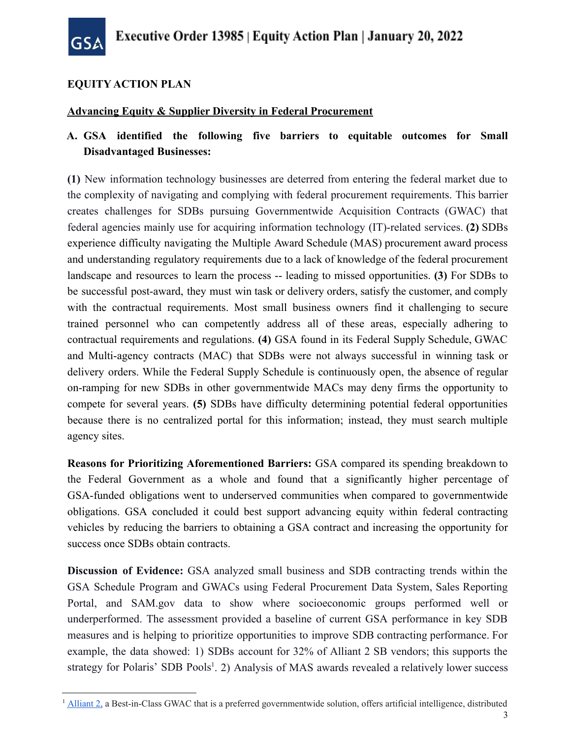**EQUITY ACTION PLAN**

**Advancing Equity & Supplier Diversity in Federal Procurement**

**A. GSA identified the following five barriers to equitable outcomes for Small Disadvantaged Businesses:**

**(1)** New information technology businesses are deterred from entering the federal market due to the complexity of navigating and complying with federal procurement requirements. This barrier creates challenges for SDBs pursuing Governmentwide Acquisition Contracts (GWAC) that federal agencies mainly use for acquiring information technology (IT)-related services. **(2)** SDBs experience difficulty navigating the Multiple Award Schedule (MAS) procurement award process and understanding regulatory requirements due to a lack of knowledge of the federal procurement landscape and resources to learn the process -- leading to missed opportunities. **(3)** For SDBs to be successful post-award, they must win task or delivery orders, satisfy the customer, and comply with the contractual requirements. Most small business owners find it challenging to secure trained personnel who can competently address all of these areas, especially adhering to contractual requirements and regulations. **(4)** GSA found in its Federal Supply Schedule, GWAC and Multi-agency contracts (MAC) that SDBs were not always successful in winning task or delivery orders. While the Federal Supply Schedule is continuously open, the absence of regular on-ramping for new SDBs in other governmentwide MACs may deny firms the opportunity to compete for several years. **(5)** SDBs have difficulty determining potential federal opportunities because there is no centralized portal for this information; instead, they must search multiple agency sites.

**Reasons for Prioritizing Aforementioned Barriers:** GSA compared its spending breakdown to the Federal Government as a whole and found that a significantly higher percentage of GSA-funded obligations went to underserved communities when compared to governmentwide obligations. GSA concluded it could best support advancing equity within federal contracting vehicles by reducing the barriers to obtaining a GSA contract and increasing the opportunity for success once SDBs obtain contracts.

**Discussion of Evidence:** GSA analyzed small business and SDB contracting trends within the GSA Schedule Program and GWACs using Federal Procurement Data System, Sales Reporting Portal, and SAM.gov data to show where socioeconomic groups performed well or underperformed. The assessment provided a baseline of current GSA performance in key SDB measures and is helping to prioritize opportunities to improve SDB contracting performance. For example, the data showed: 1) SDBs account for 32% of Alliant 2 SB vendors; this supports the strategy for Polaris' SDB Pools[1]. 2) Analysis of MAS awards revealed a relatively lower success

---

[1] Alliant 2, a Best-in-Class GWAC that is a preferred governmentwide solution, offers artificial intelligence, distributed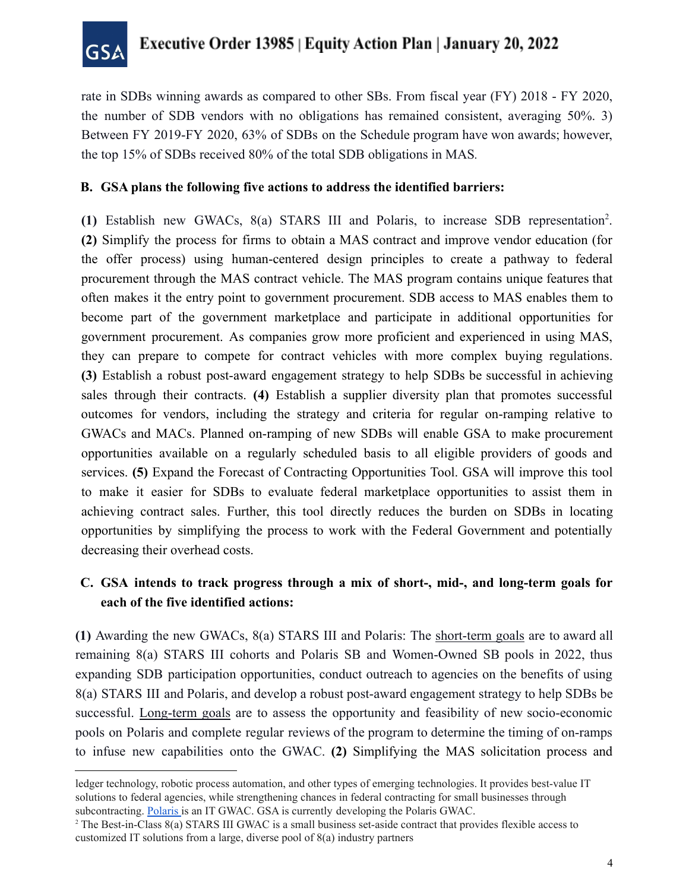rate in SDBs winning awards as compared to other SBs. From fiscal year (FY) 2018 - FY 2020, the number of SDB vendors with no obligations has remained consistent, averaging 50%. 3) Between FY 2019-FY 2020, 63% of SDBs on the Schedule program have won awards; however, the top 15% of SDBs received 80% of the total SDB obligations in MAS.

### B. GSA plans the following five actions to address the identified barriers:

**(1)** Establish new GWACs, 8(a) STARS III and Polaris, to increase SDB representation[2]. **(2)** Simplify the process for firms to obtain a MAS contract and improve vendor education (for the offer process) using human-centered design principles to create a pathway to federal procurement through the MAS contract vehicle. The MAS program contains unique features that often makes it the entry point to government procurement. SDB access to MAS enables them to become part of the government marketplace and participate in additional opportunities for government procurement. As companies grow more proficient and experienced in using MAS, they can prepare to compete for contract vehicles with more complex buying regulations. **(3)** Establish a robust post-award engagement strategy to help SDBs be successful in achieving sales through their contracts. **(4)** Establish a supplier diversity plan that promotes successful outcomes for vendors, including the strategy and criteria for regular on-ramping relative to GWACs and MACs. Planned on-ramping of new SDBs will enable GSA to make procurement opportunities available on a regularly scheduled basis to all eligible providers of goods and services. **(5)** Expand the Forecast of Contracting Opportunities Tool. GSA will improve this tool to make it easier for SDBs to evaluate federal marketplace opportunities to assist them in achieving contract sales. Further, this tool directly reduces the burden on SDBs in locating opportunities by simplifying the process to work with the Federal Government and potentially decreasing their overhead costs.

### C. GSA intends to track progress through a mix of short-, mid-, and long-term goals for each of the five identified actions:

**(1)** Awarding the new GWACs, 8(a) STARS III and Polaris: The <u>short-term goals</u> are to award all remaining 8(a) STARS III cohorts and Polaris SB and Women-Owned SB pools in 2022, thus expanding SDB participation opportunities, conduct outreach to agencies on the benefits of using 8(a) STARS III and Polaris, and develop a robust post-award engagement strategy to help SDBs be successful. <u>Long-term goals</u> are to assess the opportunity and feasibility of new socio-economic pools on Polaris and complete regular reviews of the program to determine the timing of on-ramps to infuse new capabilities onto the GWAC. **(2)** Simplifying the MAS solicitation process and

---

ledger technology, robotic process automation, and other types of emerging technologies. It provides best-value IT solutions to federal agencies, while strengthening chances in federal contracting for small businesses through subcontracting. [Polaris](#) is an IT GWAC. GSA is currently developing the Polaris GWAC.

[2] The Best-in-Class 8(a) STARS III GWAC is a small business set-aside contract that provides flexible access to customized IT solutions from a large, diverse pool of 8(a) industry partners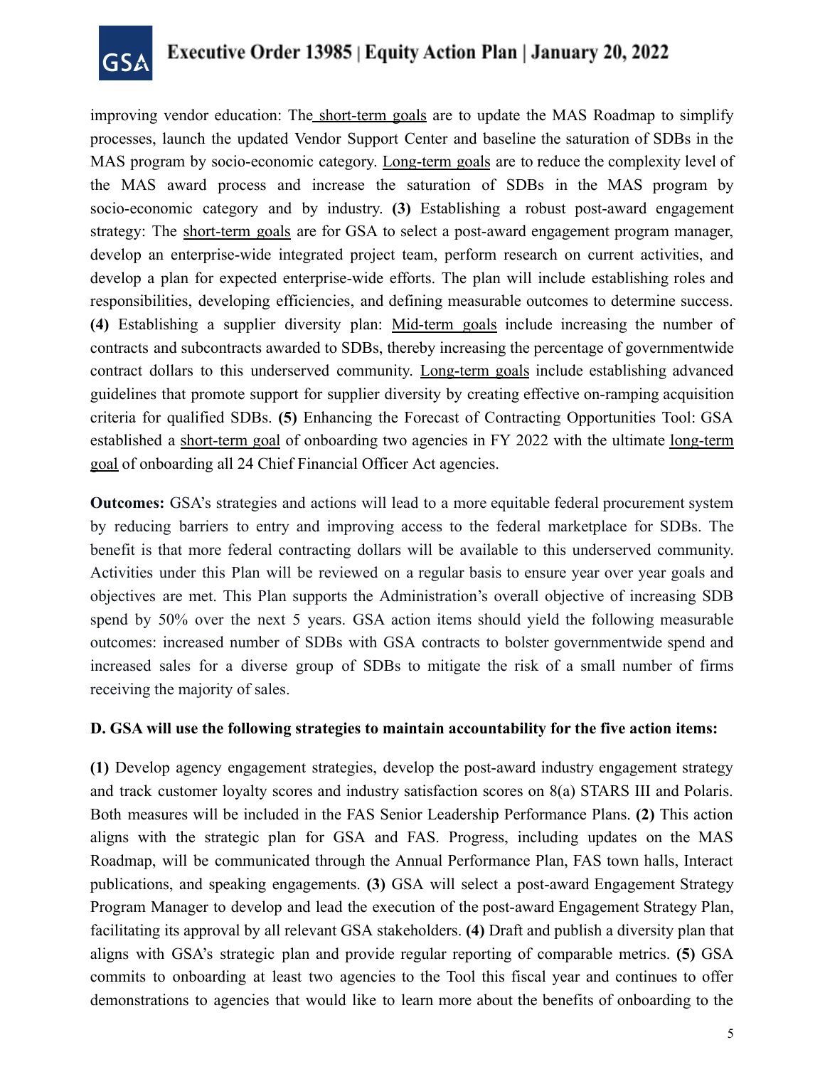improving vendor education: The short-term goals are to update the MAS Roadmap to simplify processes, launch the updated Vendor Support Center and baseline the saturation of SDBs in the MAS program by socio-economic category. Long-term goals are to reduce the complexity level of the MAS award process and increase the saturation of SDBs in the MAS program by socio-economic category and by industry. **(3)** Establishing a robust post-award engagement strategy: The short-term goals are for GSA to select a post-award engagement program manager, develop an enterprise-wide integrated project team, perform research on current activities, and develop a plan for expected enterprise-wide efforts. The plan will include establishing roles and responsibilities, developing efficiencies, and defining measurable outcomes to determine success. **(4)** Establishing a supplier diversity plan: Mid-term goals include increasing the number of contracts and subcontracts awarded to SDBs, thereby increasing the percentage of governmentwide contract dollars to this underserved community. Long-term goals include establishing advanced guidelines that promote support for supplier diversity by creating effective on-ramping acquisition criteria for qualified SDBs. **(5)** Enhancing the Forecast of Contracting Opportunities Tool: GSA established a short-term goal of onboarding two agencies in FY 2022 with the ultimate long-term goal of onboarding all 24 Chief Financial Officer Act agencies.

**Outcomes:** GSA's strategies and actions will lead to a more equitable federal procurement system by reducing barriers to entry and improving access to the federal marketplace for SDBs. The benefit is that more federal contracting dollars will be available to this underserved community. Activities under this Plan will be reviewed on a regular basis to ensure year over year goals and objectives are met. This Plan supports the Administration's overall objective of increasing SDB spend by 50% over the next 5 years. GSA action items should yield the following measurable outcomes: increased number of SDBs with GSA contracts to bolster governmentwide spend and increased sales for a diverse group of SDBs to mitigate the risk of a small number of firms receiving the majority of sales.

**D. GSA will use the following strategies to maintain accountability for the five action items:**

**(1)** Develop agency engagement strategies, develop the post-award industry engagement strategy and track customer loyalty scores and industry satisfaction scores on 8(a) STARS III and Polaris. Both measures will be included in the FAS Senior Leadership Performance Plans. **(2)** This action aligns with the strategic plan for GSA and FAS. Progress, including updates on the MAS Roadmap, will be communicated through the Annual Performance Plan, FAS town halls, Interact publications, and speaking engagements. **(3)** GSA will select a post-award Engagement Strategy Program Manager to develop and lead the execution of the post-award Engagement Strategy Plan, facilitating its approval by all relevant GSA stakeholders. **(4)** Draft and publish a diversity plan that aligns with GSA's strategic plan and provide regular reporting of comparable metrics. **(5)** GSA commits to onboarding at least two agencies to the Tool this fiscal year and continues to offer demonstrations to agencies that would like to learn more about the benefits of onboarding to the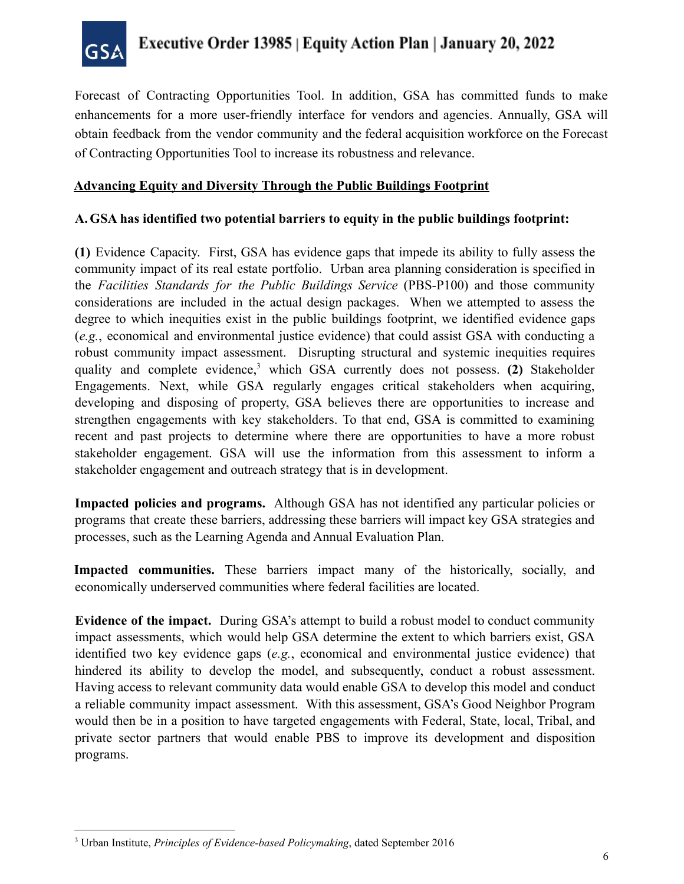Forecast of Contracting Opportunities Tool. In addition, GSA has committed funds to make enhancements for a more user-friendly interface for vendors and agencies. Annually, GSA will obtain feedback from the vendor community and the federal acquisition workforce on the Forecast of Contracting Opportunities Tool to increase its robustness and relevance.

## Advancing Equity and Diversity Through the Public Buildings Footprint

### A. GSA has identified two potential barriers to equity in the public buildings footprint:

**(1)** Evidence Capacity. First, GSA has evidence gaps that impede its ability to fully assess the community impact of its real estate portfolio. Urban area planning consideration is specified in the *Facilities Standards for the Public Buildings Service* (PBS-P100) and those community considerations are included in the actual design packages. When we attempted to assess the degree to which inequities exist in the public buildings footprint, we identified evidence gaps (*e.g.*, economical and environmental justice evidence) that could assist GSA with conducting a robust community impact assessment. Disrupting structural and systemic inequities requires quality and complete evidence,[3] which GSA currently does not possess. **(2)** Stakeholder Engagements. Next, while GSA regularly engages critical stakeholders when acquiring, developing and disposing of property, GSA believes there are opportunities to increase and strengthen engagements with key stakeholders. To that end, GSA is committed to examining recent and past projects to determine where there are opportunities to have a more robust stakeholder engagement. GSA will use the information from this assessment to inform a stakeholder engagement and outreach strategy that is in development.

**Impacted policies and programs.** Although GSA has not identified any particular policies or programs that create these barriers, addressing these barriers will impact key GSA strategies and processes, such as the Learning Agenda and Annual Evaluation Plan.

**Impacted communities.** These barriers impact many of the historically, socially, and economically underserved communities where federal facilities are located.

**Evidence of the impact.** During GSA's attempt to build a robust model to conduct community impact assessments, which would help GSA determine the extent to which barriers exist, GSA identified two key evidence gaps (*e.g.*, economical and environmental justice evidence) that hindered its ability to develop the model, and subsequently, conduct a robust assessment. Having access to relevant community data would enable GSA to develop this model and conduct a reliable community impact assessment. With this assessment, GSA's Good Neighbor Program would then be in a position to have targeted engagements with Federal, State, local, Tribal, and private sector partners that would enable PBS to improve its development and disposition programs.

---

[3] Urban Institute, *Principles of Evidence-based Policymaking*, dated September 2016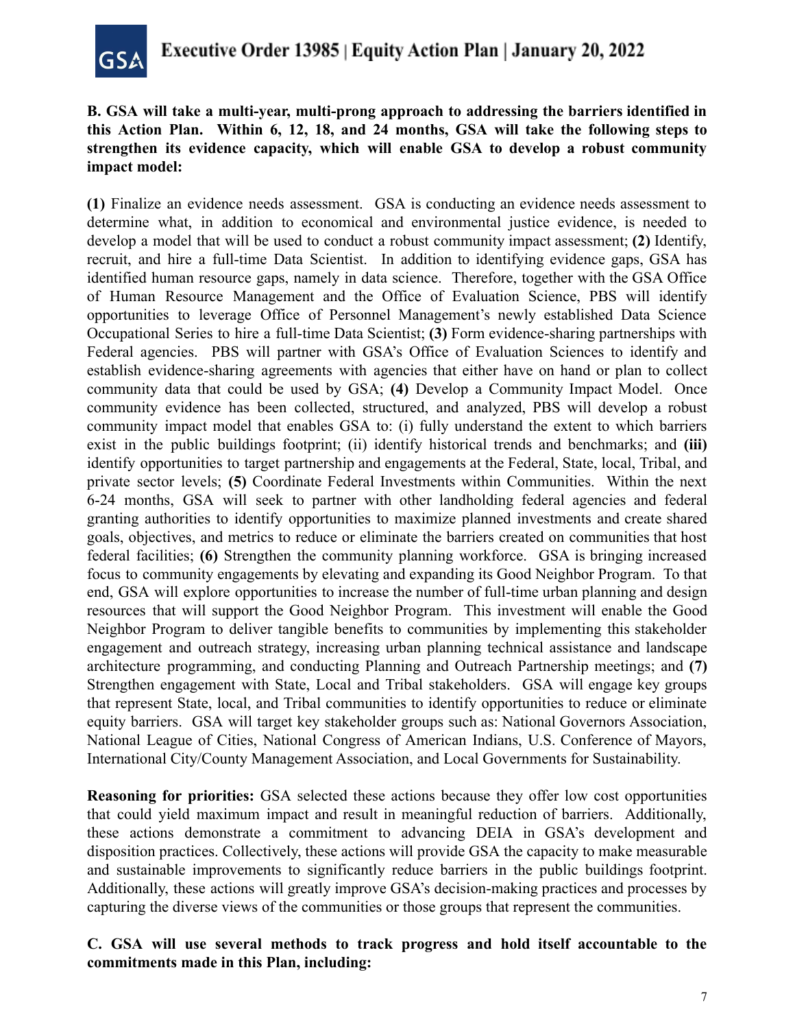**B. GSA will take a multi-year, multi-prong approach to addressing the barriers identified in this Action Plan. Within 6, 12, 18, and 24 months, GSA will take the following steps to strengthen its evidence capacity, which will enable GSA to develop a robust community impact model:**

**(1)** Finalize an evidence needs assessment. GSA is conducting an evidence needs assessment to determine what, in addition to economical and environmental justice evidence, is needed to develop a model that will be used to conduct a robust community impact assessment; **(2)** Identify, recruit, and hire a full-time Data Scientist. In addition to identifying evidence gaps, GSA has identified human resource gaps, namely in data science. Therefore, together with the GSA Office of Human Resource Management and the Office of Evaluation Science, PBS will identify opportunities to leverage Office of Personnel Management's newly established Data Science Occupational Series to hire a full-time Data Scientist; **(3)** Form evidence-sharing partnerships with Federal agencies. PBS will partner with GSA's Office of Evaluation Sciences to identify and establish evidence-sharing agreements with agencies that either have on hand or plan to collect community data that could be used by GSA; **(4)** Develop a Community Impact Model. Once community evidence has been collected, structured, and analyzed, PBS will develop a robust community impact model that enables GSA to: (i) fully understand the extent to which barriers exist in the public buildings footprint; (ii) identify historical trends and benchmarks; and **(iii)** identify opportunities to target partnership and engagements at the Federal, State, local, Tribal, and private sector levels; **(5)** Coordinate Federal Investments within Communities. Within the next 6-24 months, GSA will seek to partner with other landholding federal agencies and federal granting authorities to identify opportunities to maximize planned investments and create shared goals, objectives, and metrics to reduce or eliminate the barriers created on communities that host federal facilities; **(6)** Strengthen the community planning workforce. GSA is bringing increased focus to community engagements by elevating and expanding its Good Neighbor Program. To that end, GSA will explore opportunities to increase the number of full-time urban planning and design resources that will support the Good Neighbor Program. This investment will enable the Good Neighbor Program to deliver tangible benefits to communities by implementing this stakeholder engagement and outreach strategy, increasing urban planning technical assistance and landscape architecture programming, and conducting Planning and Outreach Partnership meetings; and **(7)** Strengthen engagement with State, Local and Tribal stakeholders. GSA will engage key groups that represent State, local, and Tribal communities to identify opportunities to reduce or eliminate equity barriers. GSA will target key stakeholder groups such as: National Governors Association, National League of Cities, National Congress of American Indians, U.S. Conference of Mayors, International City/County Management Association, and Local Governments for Sustainability.

**Reasoning for priorities:** GSA selected these actions because they offer low cost opportunities that could yield maximum impact and result in meaningful reduction of barriers. Additionally, these actions demonstrate a commitment to advancing DEIA in GSA's development and disposition practices. Collectively, these actions will provide GSA the capacity to make measurable and sustainable improvements to significantly reduce barriers in the public buildings footprint. Additionally, these actions will greatly improve GSA's decision-making practices and processes by capturing the diverse views of the communities or those groups that represent the communities.

**C. GSA will use several methods to track progress and hold itself accountable to the commitments made in this Plan, including:**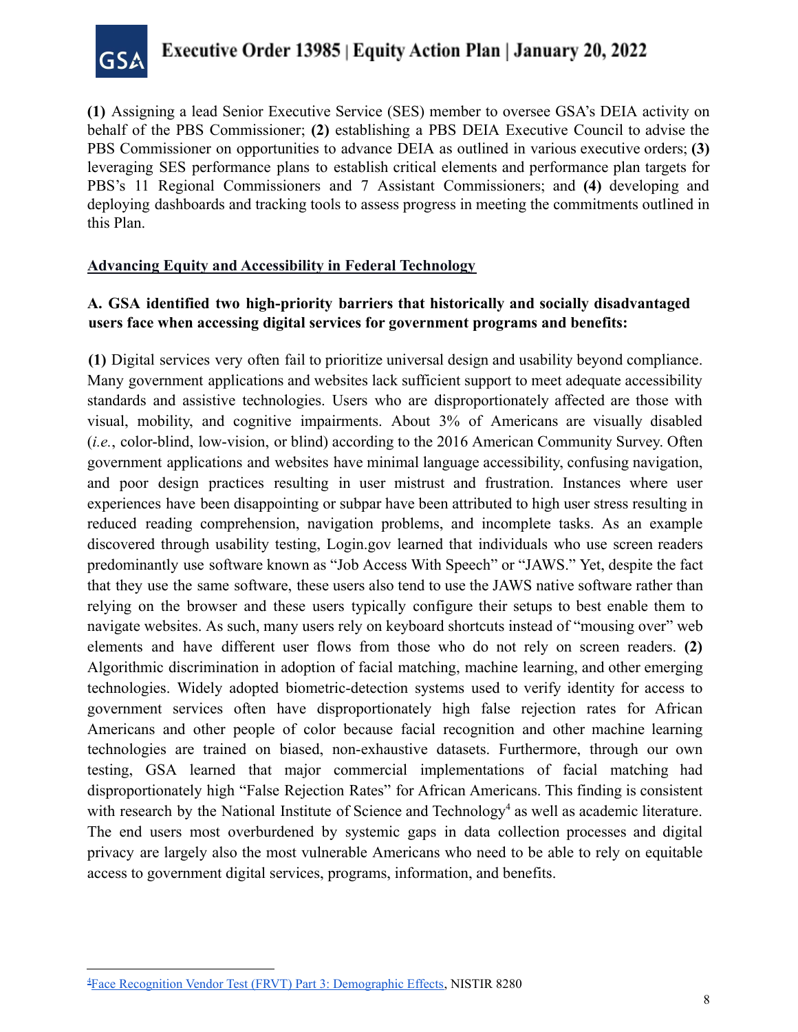**(1)** Assigning a lead Senior Executive Service (SES) member to oversee GSA's DEIA activity on behalf of the PBS Commissioner; **(2)** establishing a PBS DEIA Executive Council to advise the PBS Commissioner on opportunities to advance DEIA as outlined in various executive orders; **(3)** leveraging SES performance plans to establish critical elements and performance plan targets for PBS's 11 Regional Commissioners and 7 Assistant Commissioners; and **(4)** developing and deploying dashboards and tracking tools to assess progress in meeting the commitments outlined in this Plan.

## Advancing Equity and Accessibility in Federal Technology

### A. GSA identified two high-priority barriers that historically and socially disadvantaged users face when accessing digital services for government programs and benefits:

**(1)** Digital services very often fail to prioritize universal design and usability beyond compliance. Many government applications and websites lack sufficient support to meet adequate accessibility standards and assistive technologies. Users who are disproportionately affected are those with visual, mobility, and cognitive impairments. About 3% of Americans are visually disabled (*i.e.*, color-blind, low-vision, or blind) according to the 2016 American Community Survey. Often government applications and websites have minimal language accessibility, confusing navigation, and poor design practices resulting in user mistrust and frustration. Instances where user experiences have been disappointing or subpar have been attributed to high user stress resulting in reduced reading comprehension, navigation problems, and incomplete tasks. As an example discovered through usability testing, Login.gov learned that individuals who use screen readers predominantly use software known as "Job Access With Speech" or "JAWS." Yet, despite the fact that they use the same software, these users also tend to use the JAWS native software rather than relying on the browser and these users typically configure their setups to best enable them to navigate websites. As such, many users rely on keyboard shortcuts instead of "mousing over" web elements and have different user flows from those who do not rely on screen readers. **(2)** Algorithmic discrimination in adoption of facial matching, machine learning, and other emerging technologies. Widely adopted biometric-detection systems used to verify identity for access to government services often have disproportionately high false rejection rates for African Americans and other people of color because facial recognition and other machine learning technologies are trained on biased, non-exhaustive datasets. Furthermore, through our own testing, GSA learned that major commercial implementations of facial matching had disproportionately high "False Rejection Rates" for African Americans. This finding is consistent with research by the National Institute of Science and Technology[4] as well as academic literature. The end users most overburdened by systemic gaps in data collection processes and digital privacy are largely also the most vulnerable Americans who need to be able to rely on equitable access to government digital services, programs, information, and benefits.

---

[4] Face Recognition Vendor Test (FRVT) Part 3: Demographic Effects, NISTIR 8280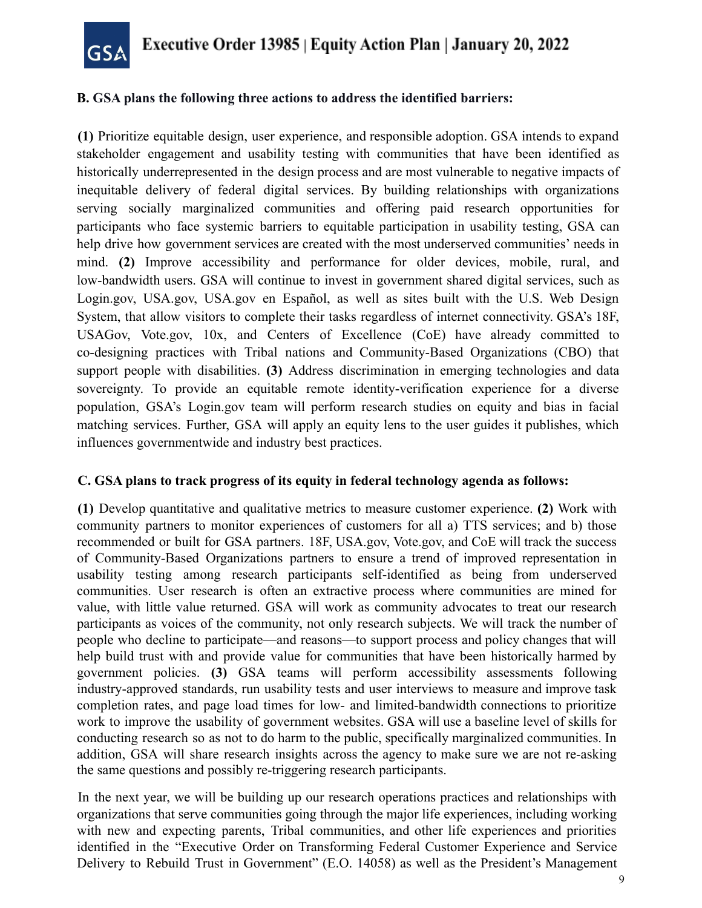**B. GSA plans the following three actions to address the identified barriers:**

**(1)** Prioritize equitable design, user experience, and responsible adoption. GSA intends to expand stakeholder engagement and usability testing with communities that have been identified as historically underrepresented in the design process and are most vulnerable to negative impacts of inequitable delivery of federal digital services. By building relationships with organizations serving socially marginalized communities and offering paid research opportunities for participants who face systemic barriers to equitable participation in usability testing, GSA can help drive how government services are created with the most underserved communities' needs in mind. **(2)** Improve accessibility and performance for older devices, mobile, rural, and low-bandwidth users. GSA will continue to invest in government shared digital services, such as Login.gov, USA.gov, USA.gov en Español, as well as sites built with the U.S. Web Design System, that allow visitors to complete their tasks regardless of internet connectivity. GSA's 18F, USAGov, Vote.gov, 10x, and Centers of Excellence (CoE) have already committed to co-designing practices with Tribal nations and Community-Based Organizations (CBO) that support people with disabilities. **(3)** Address discrimination in emerging technologies and data sovereignty. To provide an equitable remote identity-verification experience for a diverse population, GSA's Login.gov team will perform research studies on equity and bias in facial matching services. Further, GSA will apply an equity lens to the user guides it publishes, which influences governmentwide and industry best practices.

**C. GSA plans to track progress of its equity in federal technology agenda as follows:**

**(1)** Develop quantitative and qualitative metrics to measure customer experience. **(2)** Work with community partners to monitor experiences of customers for all a) TTS services; and b) those recommended or built for GSA partners. 18F, USA.gov, Vote.gov, and CoE will track the success of Community-Based Organizations partners to ensure a trend of improved representation in usability testing among research participants self-identified as being from underserved communities. User research is often an extractive process where communities are mined for value, with little value returned. GSA will work as community advocates to treat our research participants as voices of the community, not only research subjects. We will track the number of people who decline to participate—and reasons—to support process and policy changes that will help build trust with and provide value for communities that have been historically harmed by government policies. **(3)** GSA teams will perform accessibility assessments following industry-approved standards, run usability tests and user interviews to measure and improve task completion rates, and page load times for low- and limited-bandwidth connections to prioritize work to improve the usability of government websites. GSA will use a baseline level of skills for conducting research so as not to do harm to the public, specifically marginalized communities. In addition, GSA will share research insights across the agency to make sure we are not re-asking the same questions and possibly re-triggering research participants.

In the next year, we will be building up our research operations practices and relationships with organizations that serve communities going through the major life experiences, including working with new and expecting parents, Tribal communities, and other life experiences and priorities identified in the "Executive Order on Transforming Federal Customer Experience and Service Delivery to Rebuild Trust in Government" (E.O. 14058) as well as the President's Management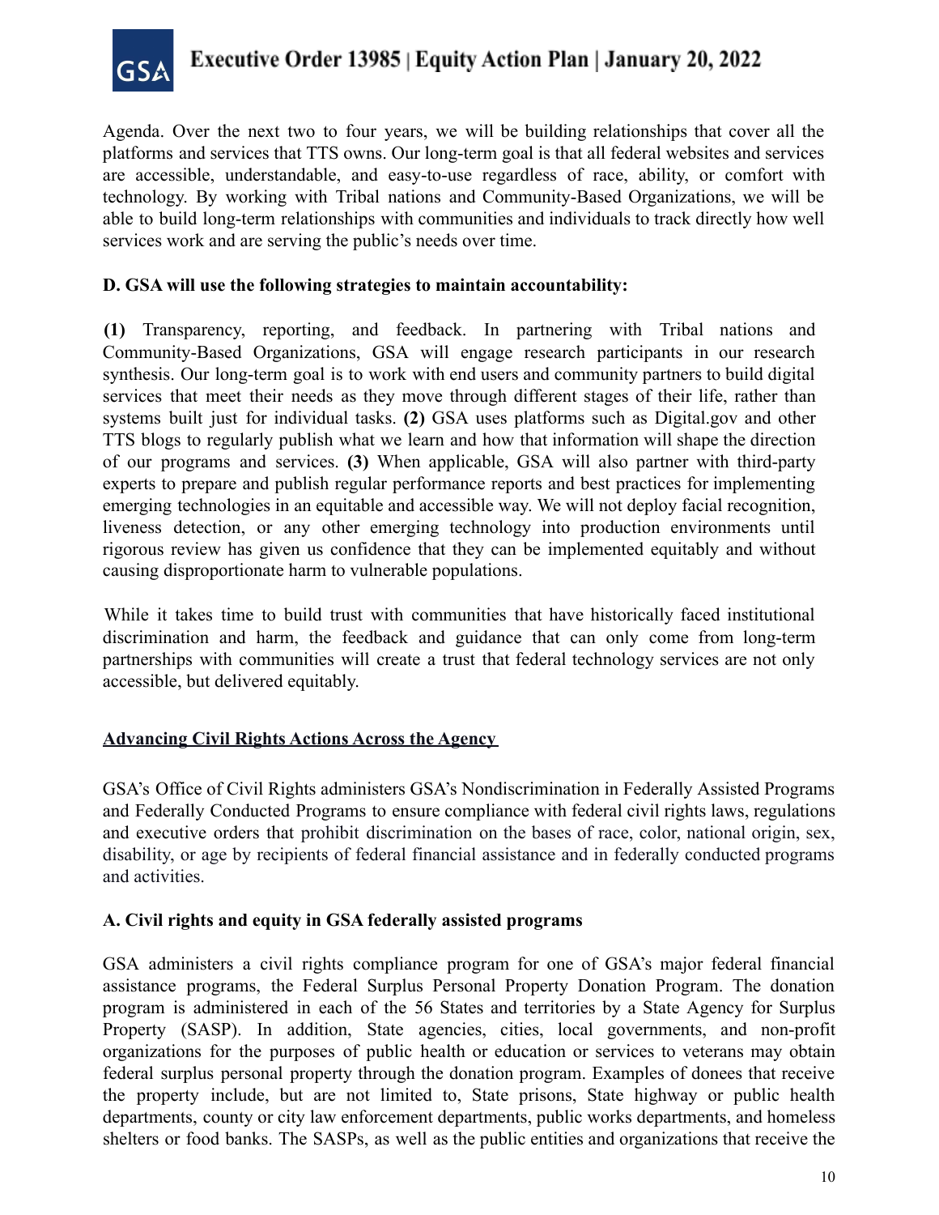Agenda. Over the next two to four years, we will be building relationships that cover all the platforms and services that TTS owns. Our long-term goal is that all federal websites and services are accessible, understandable, and easy-to-use regardless of race, ability, or comfort with technology. By working with Tribal nations and Community-Based Organizations, we will be able to build long-term relationships with communities and individuals to track directly how well services work and are serving the public's needs over time.

**D. GSA will use the following strategies to maintain accountability:**

**(1)** Transparency, reporting, and feedback. In partnering with Tribal nations and Community-Based Organizations, GSA will engage research participants in our research synthesis. Our long-term goal is to work with end users and community partners to build digital services that meet their needs as they move through different stages of their life, rather than systems built just for individual tasks. **(2)** GSA uses platforms such as Digital.gov and other TTS blogs to regularly publish what we learn and how that information will shape the direction of our programs and services. **(3)** When applicable, GSA will also partner with third-party experts to prepare and publish regular performance reports and best practices for implementing emerging technologies in an equitable and accessible way. We will not deploy facial recognition, liveness detection, or any other emerging technology into production environments until rigorous review has given us confidence that they can be implemented equitably and without causing disproportionate harm to vulnerable populations.

While it takes time to build trust with communities that have historically faced institutional discrimination and harm, the feedback and guidance that can only come from long-term partnerships with communities will create a trust that federal technology services are not only accessible, but delivered equitably.

## Advancing Civil Rights Actions Across the Agency

GSA's Office of Civil Rights administers GSA's Nondiscrimination in Federally Assisted Programs and Federally Conducted Programs to ensure compliance with federal civil rights laws, regulations and executive orders that prohibit discrimination on the bases of race, color, national origin, sex, disability, or age by recipients of federal financial assistance and in federally conducted programs and activities.

**A. Civil rights and equity in GSA federally assisted programs**

GSA administers a civil rights compliance program for one of GSA's major federal financial assistance programs, the Federal Surplus Personal Property Donation Program. The donation program is administered in each of the 56 States and territories by a State Agency for Surplus Property (SASP). In addition, State agencies, cities, local governments, and non-profit organizations for the purposes of public health or education or services to veterans may obtain federal surplus personal property through the donation program. Examples of donees that receive the property include, but are not limited to, State prisons, State highway or public health departments, county or city law enforcement departments, public works departments, and homeless shelters or food banks. The SASPs, as well as the public entities and organizations that receive the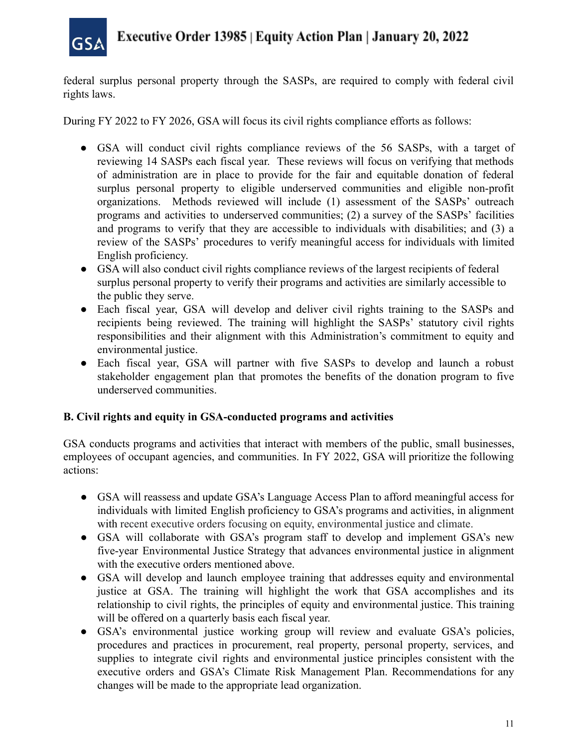federal surplus personal property through the SASPs, are required to comply with federal civil rights laws.

During FY 2022 to FY 2026, GSA will focus its civil rights compliance efforts as follows:

- GSA will conduct civil rights compliance reviews of the 56 SASPs, with a target of reviewing 14 SASPs each fiscal year. These reviews will focus on verifying that methods of administration are in place to provide for the fair and equitable donation of federal surplus personal property to eligible underserved communities and eligible non-profit organizations. Methods reviewed will include (1) assessment of the SASPs' outreach programs and activities to underserved communities; (2) a survey of the SASPs' facilities and programs to verify that they are accessible to individuals with disabilities; and (3) a review of the SASPs' procedures to verify meaningful access for individuals with limited English proficiency.
- GSA will also conduct civil rights compliance reviews of the largest recipients of federal surplus personal property to verify their programs and activities are similarly accessible to the public they serve.
- Each fiscal year, GSA will develop and deliver civil rights training to the SASPs and recipients being reviewed. The training will highlight the SASPs' statutory civil rights responsibilities and their alignment with this Administration's commitment to equity and environmental justice.
- Each fiscal year, GSA will partner with five SASPs to develop and launch a robust stakeholder engagement plan that promotes the benefits of the donation program to five underserved communities.

**B. Civil rights and equity in GSA-conducted programs and activities**

GSA conducts programs and activities that interact with members of the public, small businesses, employees of occupant agencies, and communities. In FY 2022, GSA will prioritize the following actions:

- GSA will reassess and update GSA's Language Access Plan to afford meaningful access for individuals with limited English proficiency to GSA's programs and activities, in alignment with recent executive orders focusing on equity, environmental justice and climate.
- GSA will collaborate with GSA's program staff to develop and implement GSA's new five-year Environmental Justice Strategy that advances environmental justice in alignment with the executive orders mentioned above.
- GSA will develop and launch employee training that addresses equity and environmental justice at GSA. The training will highlight the work that GSA accomplishes and its relationship to civil rights, the principles of equity and environmental justice. This training will be offered on a quarterly basis each fiscal year.
- GSA's environmental justice working group will review and evaluate GSA's policies, procedures and practices in procurement, real property, personal property, services, and supplies to integrate civil rights and environmental justice principles consistent with the executive orders and GSA's Climate Risk Management Plan. Recommendations for any changes will be made to the appropriate lead organization.